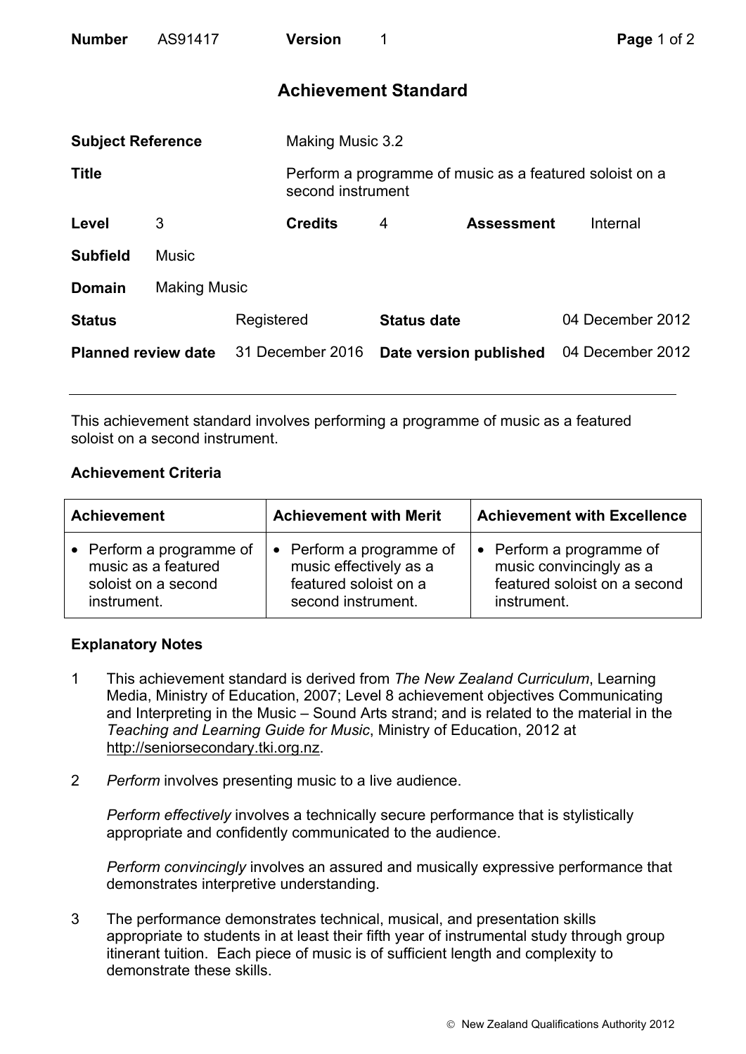| **Number** | AS91417 | **Version** | 1 |
|---|---|---|---|

# Achievement Standard

| | | | | | |
|---|---|---|---|---|---|
| **Subject Reference** | | Making Music 3.2 | | | |
| **Title** | | Perform a programme of music as a featured soloist on a second instrument | | | |
| **Level** | 3 | **Credits** | 4 | **Assessment** | Internal |
| **Subfield** | Music | | | | |
| **Domain** | Making Music | | | | |
| **Status** | | Registered | **Status date** | | 04 December 2012 |
| **Planned review date** | | 31 December 2016 | **Date version published** | | 04 December 2012 |

This achievement standard involves performing a programme of music as a featured soloist on a second instrument.

## Achievement Criteria

| Achievement | Achievement with Merit | Achievement with Excellence |
|---|---|---|
| • Perform a programme of music as a featured soloist on a second instrument. | • Perform a programme of music effectively as a featured soloist on a second instrument. | • Perform a programme of music convincingly as a featured soloist on a second instrument. |

## Explanatory Notes

1. This achievement standard is derived from *The New Zealand Curriculum*, Learning Media, Ministry of Education, 2007; Level 8 achievement objectives Communicating and Interpreting in the Music – Sound Arts strand; and is related to the material in the *Teaching and Learning Guide for Music*, Ministry of Education, 2012 at http://seniorsecondary.tki.org.nz.

2. *Perform* involves presenting music to a live audience.

   *Perform effectively* involves a technically secure performance that is stylistically appropriate and confidently communicated to the audience.

   *Perform convincingly* involves an assured and musically expressive performance that demonstrates interpretive understanding.

3. The performance demonstrates technical, musical, and presentation skills appropriate to students in at least their fifth year of instrumental study through group itinerant tuition. Each piece of music is of sufficient length and complexity to demonstrate these skills.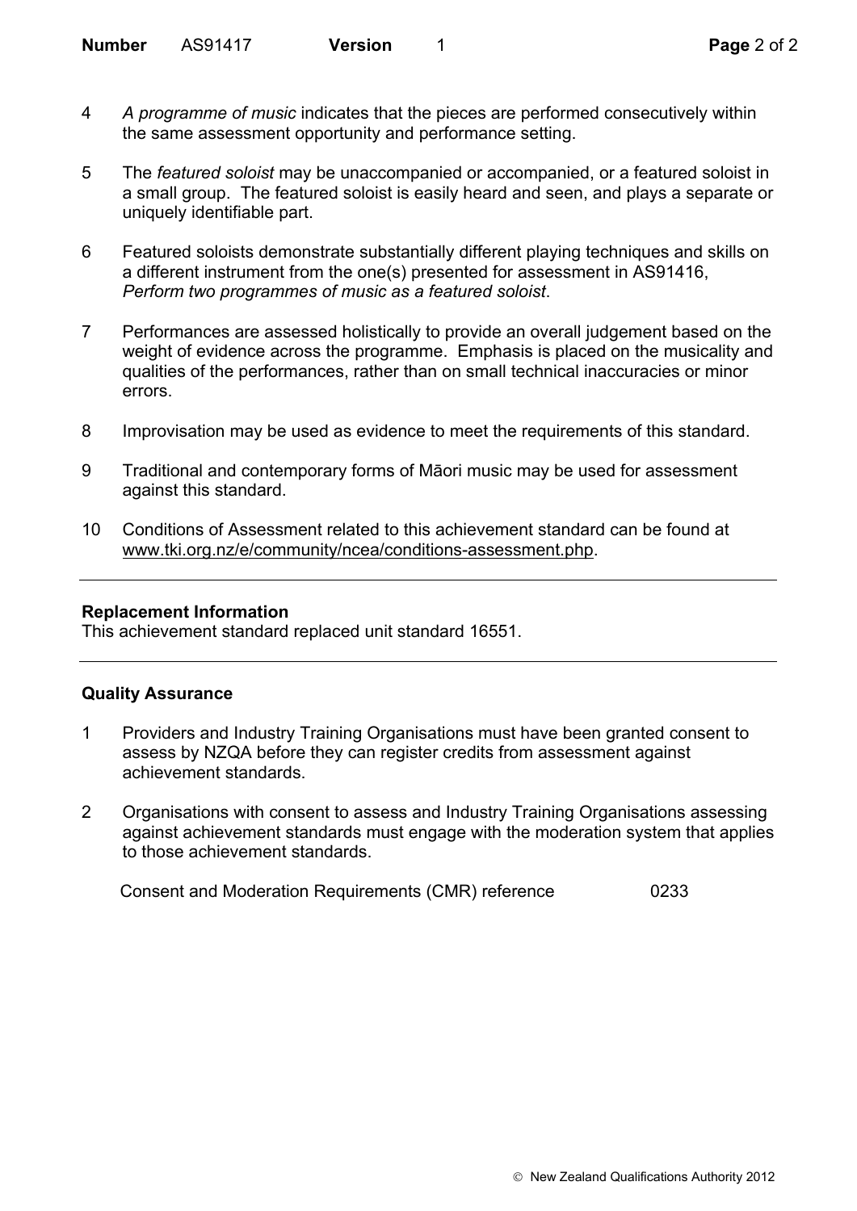4 *A programme of music* indicates that the pieces are performed consecutively within the same assessment opportunity and performance setting.

5 The *featured soloist* may be unaccompanied or accompanied, or a featured soloist in a small group. The featured soloist is easily heard and seen, and plays a separate or uniquely identifiable part.

6 Featured soloists demonstrate substantially different playing techniques and skills on a different instrument from the one(s) presented for assessment in AS91416, *Perform two programmes of music as a featured soloist*.

7 Performances are assessed holistically to provide an overall judgement based on the weight of evidence across the programme. Emphasis is placed on the musicality and qualities of the performances, rather than on small technical inaccuracies or minor errors.

8 Improvisation may be used as evidence to meet the requirements of this standard.

9 Traditional and contemporary forms of Māori music may be used for assessment against this standard.

10 Conditions of Assessment related to this achievement standard can be found at www.tki.org.nz/e/community/ncea/conditions-assessment.php.

---

**Replacement Information**

This achievement standard replaced unit standard 16551.

---

**Quality Assurance**

1 Providers and Industry Training Organisations must have been granted consent to assess by NZQA before they can register credits from assessment against achievement standards.

2 Organisations with consent to assess and Industry Training Organisations assessing against achievement standards must engage with the moderation system that applies to those achievement standards.

Consent and Moderation Requirements (CMR) reference 0233

© New Zealand Qualifications Authority 2012